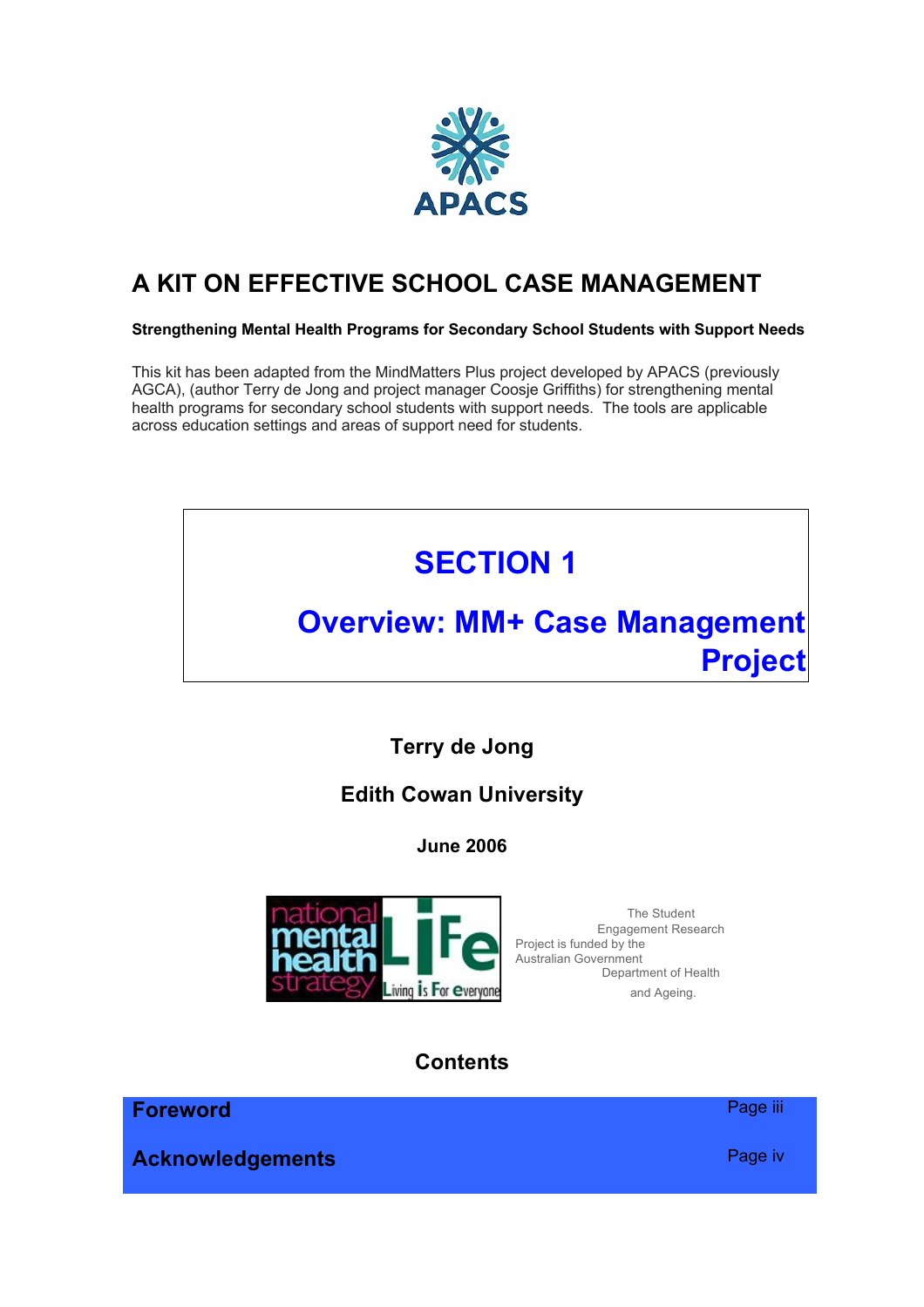APACS

# A KIT ON EFFECTIVE SCHOOL CASE MANAGEMENT

**Strengthening Mental Health Programs for Secondary School Students with Support Needs**

This kit has been adapted from the MindMatters Plus project developed by APACS (previously AGCA), (author Terry de Jong and project manager Coosje Griffiths) for strengthening mental health programs for secondary school students with support needs. The tools are applicable across education settings and areas of support need for students.

## SECTION 1

## Overview: MM+ Case Management Project

**Terry de Jong**

**Edith Cowan University**

**June 2006**

national mental health strategy — LiFe Living is For everyone

The Student Engagement Research Project is funded by the Australian Government Department of Health and Ageing.

## Contents

| | |
|---|---|
| **Foreword** | Page iii |
| **Acknowledgements** | Page iv |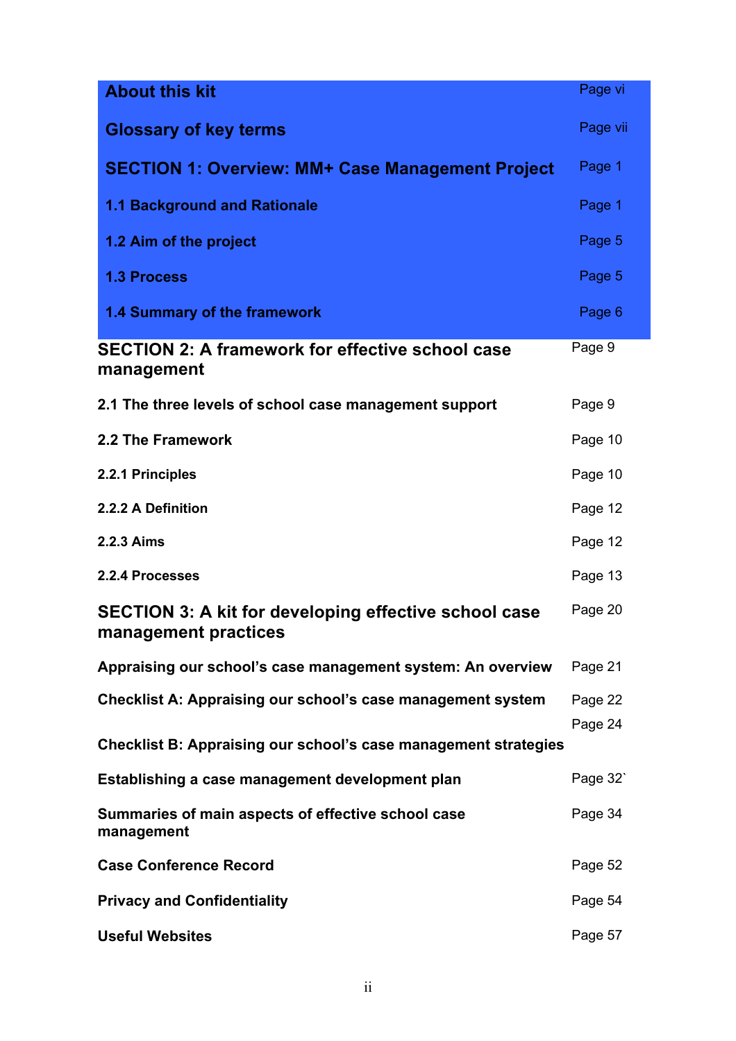| | |
|---|---|
| **About this kit** | Page vi |
| **Glossary of key terms** | Page vii |
| **SECTION 1: Overview: MM+ Case Management Project** | Page 1 |
| **1.1 Background and Rationale** | Page 1 |
| **1.2 Aim of the project** | Page 5 |
| **1.3 Process** | Page 5 |
| **1.4 Summary of the framework** | Page 6 |
| **SECTION 2: A framework for effective school case management** | Page 9 |
| **2.1 The three levels of school case management support** | Page 9 |
| **2.2 The Framework** | Page 10 |
| **2.2.1 Principles** | Page 10 |
| **2.2.2 A Definition** | Page 12 |
| **2.2.3 Aims** | Page 12 |
| **2.2.4 Processes** | Page 13 |
| **SECTION 3: A kit for developing effective school case management practices** | Page 20 |
| **Appraising our school's case management system: An overview** | Page 21 |
| **Checklist A: Appraising our school's case management system** | Page 22 |
| **Checklist B: Appraising our school's case management strategies** | Page 24 |
| **Establishing a case management development plan** | Page 32` |
| **Summaries of main aspects of effective school case management** | Page 34 |
| **Case Conference Record** | Page 52 |
| **Privacy and Confidentiality** | Page 54 |
| **Useful Websites** | Page 57 |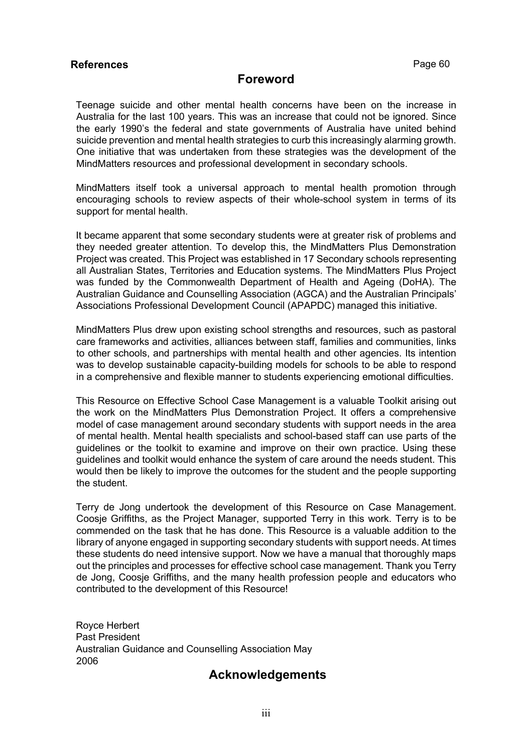**References** Page 60

# Foreword

Teenage suicide and other mental health concerns have been on the increase in Australia for the last 100 years. This was an increase that could not be ignored. Since the early 1990's the federal and state governments of Australia have united behind suicide prevention and mental health strategies to curb this increasingly alarming growth. One initiative that was undertaken from these strategies was the development of the MindMatters resources and professional development in secondary schools.

MindMatters itself took a universal approach to mental health promotion through encouraging schools to review aspects of their whole-school system in terms of its support for mental health.

It became apparent that some secondary students were at greater risk of problems and they needed greater attention. To develop this, the MindMatters Plus Demonstration Project was created. This Project was established in 17 Secondary schools representing all Australian States, Territories and Education systems. The MindMatters Plus Project was funded by the Commonwealth Department of Health and Ageing (DoHA). The Australian Guidance and Counselling Association (AGCA) and the Australian Principals' Associations Professional Development Council (APAPDC) managed this initiative.

MindMatters Plus drew upon existing school strengths and resources, such as pastoral care frameworks and activities, alliances between staff, families and communities, links to other schools, and partnerships with mental health and other agencies. Its intention was to develop sustainable capacity-building models for schools to be able to respond in a comprehensive and flexible manner to students experiencing emotional difficulties.

This Resource on Effective School Case Management is a valuable Toolkit arising out the work on the MindMatters Plus Demonstration Project. It offers a comprehensive model of case management around secondary students with support needs in the area of mental health. Mental health specialists and school-based staff can use parts of the guidelines or the toolkit to examine and improve on their own practice. Using these guidelines and toolkit would enhance the system of care around the needs student. This would then be likely to improve the outcomes for the student and the people supporting the student.

Terry de Jong undertook the development of this Resource on Case Management. Coosje Griffiths, as the Project Manager, supported Terry in this work. Terry is to be commended on the task that he has done. This Resource is a valuable addition to the library of anyone engaged in supporting secondary students with support needs. At times these students do need intensive support. Now we have a manual that thoroughly maps out the principles and processes for effective school case management. Thank you Terry de Jong, Coosje Griffiths, and the many health profession people and educators who contributed to the development of this Resource!

Royce Herbert
Past President
Australian Guidance and Counselling Association May 2006

# Acknowledgements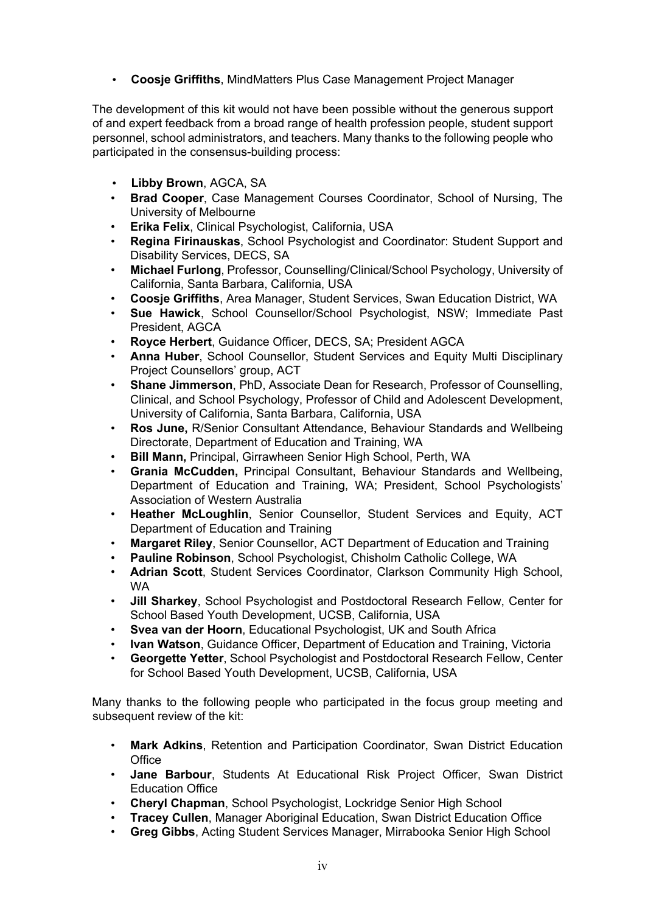- **Coosje Griffiths**, MindMatters Plus Case Management Project Manager

The development of this kit would not have been possible without the generous support of and expert feedback from a broad range of health profession people, student support personnel, school administrators, and teachers. Many thanks to the following people who participated in the consensus-building process:

- **Libby Brown**, AGCA, SA
- **Brad Cooper**, Case Management Courses Coordinator, School of Nursing, The University of Melbourne
- **Erika Felix**, Clinical Psychologist, California, USA
- **Regina Firinauskas**, School Psychologist and Coordinator: Student Support and Disability Services, DECS, SA
- **Michael Furlong**, Professor, Counselling/Clinical/School Psychology, University of California, Santa Barbara, California, USA
- **Coosje Griffiths**, Area Manager, Student Services, Swan Education District, WA
- **Sue Hawick**, School Counsellor/School Psychologist, NSW; Immediate Past President, AGCA
- **Royce Herbert**, Guidance Officer, DECS, SA; President AGCA
- **Anna Huber**, School Counsellor, Student Services and Equity Multi Disciplinary Project Counsellors' group, ACT
- **Shane Jimmerson**, PhD, Associate Dean for Research, Professor of Counselling, Clinical, and School Psychology, Professor of Child and Adolescent Development, University of California, Santa Barbara, California, USA
- **Ros June,** R/Senior Consultant Attendance, Behaviour Standards and Wellbeing Directorate, Department of Education and Training, WA
- **Bill Mann,** Principal, Girrawheen Senior High School, Perth, WA
- **Grania McCudden,** Principal Consultant, Behaviour Standards and Wellbeing, Department of Education and Training, WA; President, School Psychologists' Association of Western Australia
- **Heather McLoughlin**, Senior Counsellor, Student Services and Equity, ACT Department of Education and Training
- **Margaret Riley**, Senior Counsellor, ACT Department of Education and Training
- **Pauline Robinson**, School Psychologist, Chisholm Catholic College, WA
- **Adrian Scott**, Student Services Coordinator, Clarkson Community High School, WA
- **Jill Sharkey**, School Psychologist and Postdoctoral Research Fellow, Center for School Based Youth Development, UCSB, California, USA
- **Svea van der Hoorn**, Educational Psychologist, UK and South Africa
- **Ivan Watson**, Guidance Officer, Department of Education and Training, Victoria
- **Georgette Yetter**, School Psychologist and Postdoctoral Research Fellow, Center for School Based Youth Development, UCSB, California, USA

Many thanks to the following people who participated in the focus group meeting and subsequent review of the kit:

- **Mark Adkins**, Retention and Participation Coordinator, Swan District Education Office
- **Jane Barbour**, Students At Educational Risk Project Officer, Swan District Education Office
- **Cheryl Chapman**, School Psychologist, Lockridge Senior High School
- **Tracey Cullen**, Manager Aboriginal Education, Swan District Education Office
- **Greg Gibbs**, Acting Student Services Manager, Mirrabooka Senior High School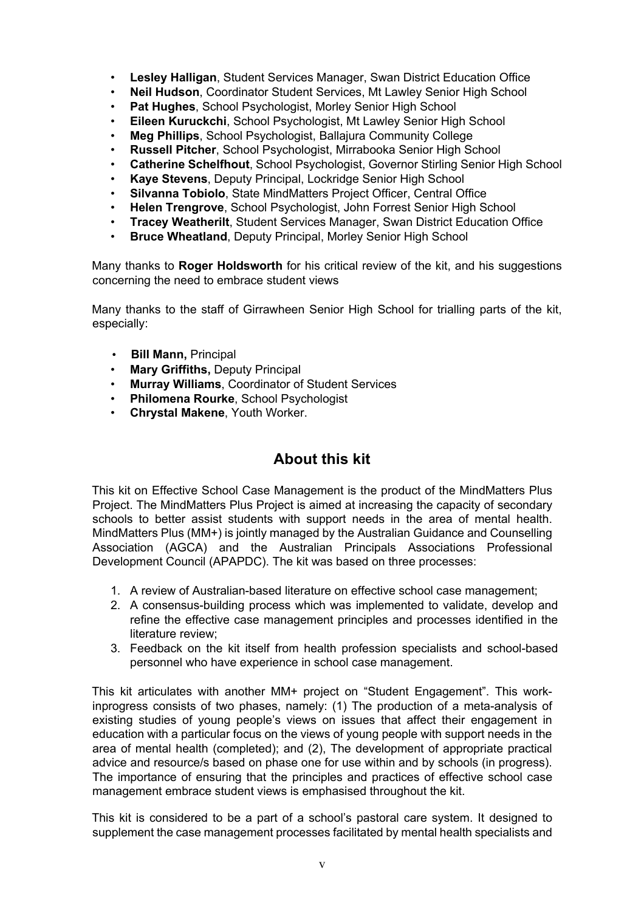- **Lesley Halligan**, Student Services Manager, Swan District Education Office
- **Neil Hudson**, Coordinator Student Services, Mt Lawley Senior High School
- **Pat Hughes**, School Psychologist, Morley Senior High School
- **Eileen Kuruckchi**, School Psychologist, Mt Lawley Senior High School
- **Meg Phillips**, School Psychologist, Ballajura Community College
- **Russell Pitcher**, School Psychologist, Mirrabooka Senior High School
- **Catherine Schelfhout**, School Psychologist, Governor Stirling Senior High School
- **Kaye Stevens**, Deputy Principal, Lockridge Senior High School
- **Silvanna Tobiolo**, State MindMatters Project Officer, Central Office
- **Helen Trengrove**, School Psychologist, John Forrest Senior High School
- **Tracey Weatherilt**, Student Services Manager, Swan District Education Office
- **Bruce Wheatland**, Deputy Principal, Morley Senior High School

Many thanks to **Roger Holdsworth** for his critical review of the kit, and his suggestions concerning the need to embrace student views

Many thanks to the staff of Girrawheen Senior High School for trialling parts of the kit, especially:

- **Bill Mann,** Principal
- **Mary Griffiths,** Deputy Principal
- **Murray Williams**, Coordinator of Student Services
- **Philomena Rourke**, School Psychologist
- **Chrystal Makene**, Youth Worker.

## About this kit

This kit on Effective School Case Management is the product of the MindMatters Plus Project. The MindMatters Plus Project is aimed at increasing the capacity of secondary schools to better assist students with support needs in the area of mental health. MindMatters Plus (MM+) is jointly managed by the Australian Guidance and Counselling Association (AGCA) and the Australian Principals Associations Professional Development Council (APAPDC). The kit was based on three processes:

1. A review of Australian-based literature on effective school case management;
2. A consensus-building process which was implemented to validate, develop and refine the effective case management principles and processes identified in the literature review;
3. Feedback on the kit itself from health profession specialists and school-based personnel who have experience in school case management.

This kit articulates with another MM+ project on "Student Engagement". This work-inprogress consists of two phases, namely: (1) The production of a meta-analysis of existing studies of young people's views on issues that affect their engagement in education with a particular focus on the views of young people with support needs in the area of mental health (completed); and (2), The development of appropriate practical advice and resource/s based on phase one for use within and by schools (in progress). The importance of ensuring that the principles and practices of effective school case management embrace student views is emphasised throughout the kit.

This kit is considered to be a part of a school's pastoral care system. It designed to supplement the case management processes facilitated by mental health specialists and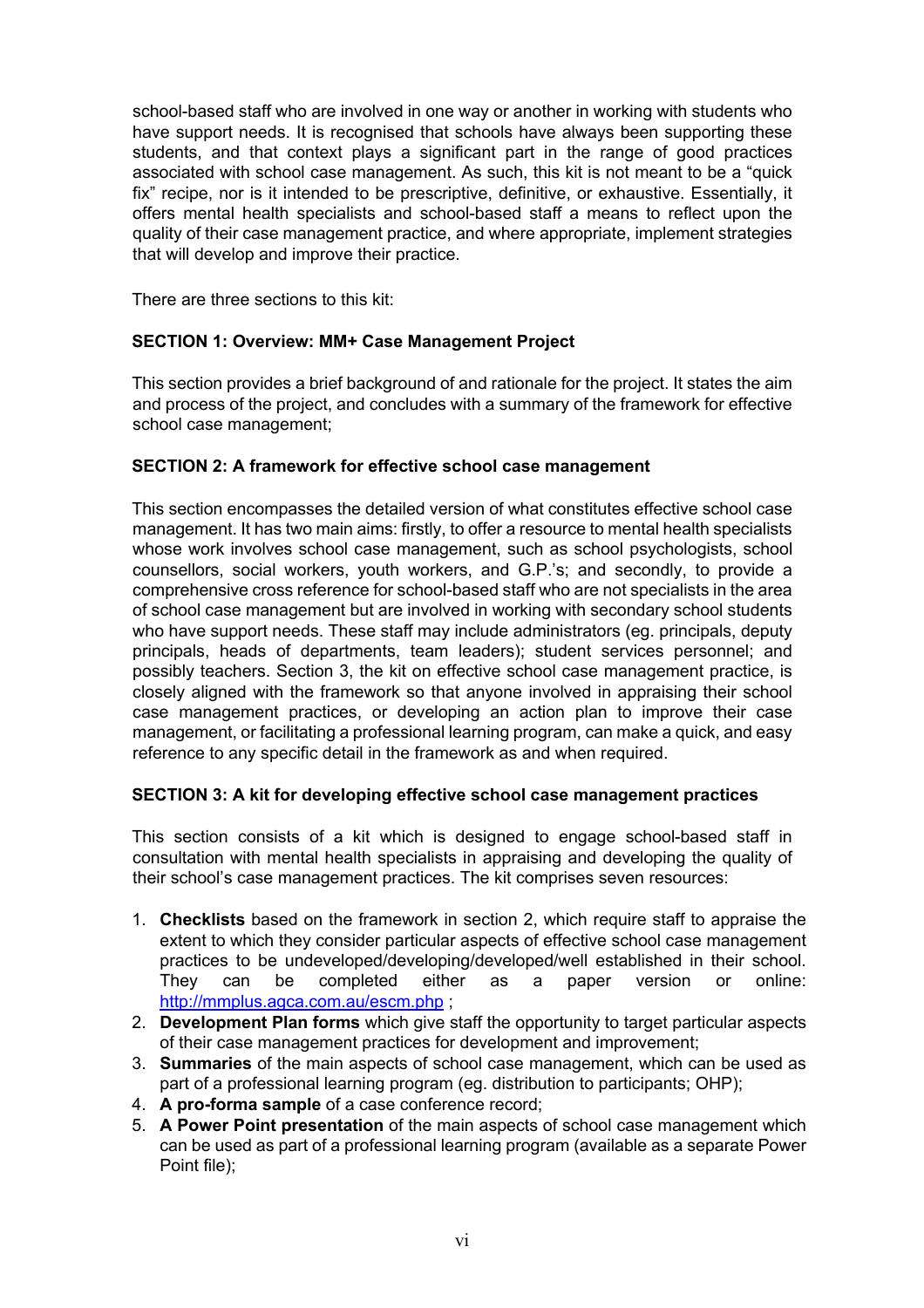school-based staff who are involved in one way or another in working with students who have support needs. It is recognised that schools have always been supporting these students, and that context plays a significant part in the range of good practices associated with school case management. As such, this kit is not meant to be a "quick fix" recipe, nor is it intended to be prescriptive, definitive, or exhaustive. Essentially, it offers mental health specialists and school-based staff a means to reflect upon the quality of their case management practice, and where appropriate, implement strategies that will develop and improve their practice.

There are three sections to this kit:

**SECTION 1: Overview: MM+ Case Management Project**

This section provides a brief background of and rationale for the project. It states the aim and process of the project, and concludes with a summary of the framework for effective school case management;

**SECTION 2: A framework for effective school case management**

This section encompasses the detailed version of what constitutes effective school case management. It has two main aims: firstly, to offer a resource to mental health specialists whose work involves school case management, such as school psychologists, school counsellors, social workers, youth workers, and G.P.'s; and secondly, to provide a comprehensive cross reference for school-based staff who are not specialists in the area of school case management but are involved in working with secondary school students who have support needs. These staff may include administrators (eg. principals, deputy principals, heads of departments, team leaders); student services personnel; and possibly teachers. Section 3, the kit on effective school case management practice, is closely aligned with the framework so that anyone involved in appraising their school case management practices, or developing an action plan to improve their case management, or facilitating a professional learning program, can make a quick, and easy reference to any specific detail in the framework as and when required.

**SECTION 3: A kit for developing effective school case management practices**

This section consists of a kit which is designed to engage school-based staff in consultation with mental health specialists in appraising and developing the quality of their school's case management practices. The kit comprises seven resources:

1. **Checklists** based on the framework in section 2, which require staff to appraise the extent to which they consider particular aspects of effective school case management practices to be undeveloped/developing/developed/well established in their school. They can be completed either as a paper version or online: http://mmplus.agca.com.au/escm.php ;
2. **Development Plan forms** which give staff the opportunity to target particular aspects of their case management practices for development and improvement;
3. **Summaries** of the main aspects of school case management, which can be used as part of a professional learning program (eg. distribution to participants; OHP);
4. **A pro-forma sample** of a case conference record;
5. **A Power Point presentation** of the main aspects of school case management which can be used as part of a professional learning program (available as a separate Power Point file);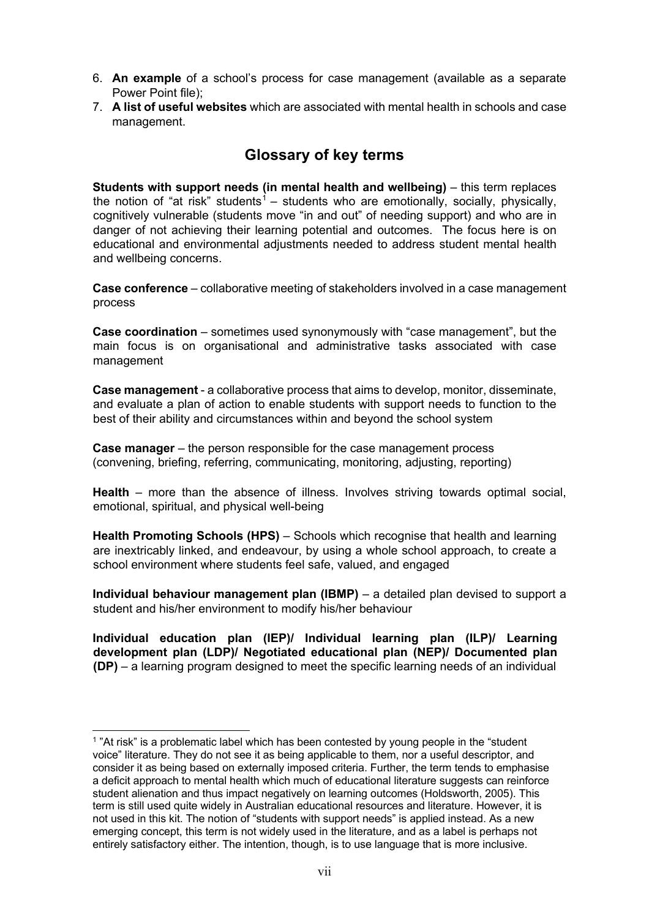6. **An example** of a school's process for case management (available as a separate Power Point file);
7. **A list of useful websites** which are associated with mental health in schools and case management.

## Glossary of key terms

**Students with support needs (in mental health and wellbeing)** – this term replaces the notion of "at risk" students[1] – students who are emotionally, socially, physically, cognitively vulnerable (students move "in and out" of needing support) and who are in danger of not achieving their learning potential and outcomes. The focus here is on educational and environmental adjustments needed to address student mental health and wellbeing concerns.

**Case conference** – collaborative meeting of stakeholders involved in a case management process

**Case coordination** – sometimes used synonymously with "case management", but the main focus is on organisational and administrative tasks associated with case management

**Case management** - a collaborative process that aims to develop, monitor, disseminate, and evaluate a plan of action to enable students with support needs to function to the best of their ability and circumstances within and beyond the school system

**Case manager** – the person responsible for the case management process (convening, briefing, referring, communicating, monitoring, adjusting, reporting)

**Health** – more than the absence of illness. Involves striving towards optimal social, emotional, spiritual, and physical well-being

**Health Promoting Schools (HPS)** – Schools which recognise that health and learning are inextricably linked, and endeavour, by using a whole school approach, to create a school environment where students feel safe, valued, and engaged

**Individual behaviour management plan (IBMP)** – a detailed plan devised to support a student and his/her environment to modify his/her behaviour

**Individual education plan (IEP)/ Individual learning plan (ILP)/ Learning development plan (LDP)/ Negotiated educational plan (NEP)/ Documented plan (DP)** – a learning program designed to meet the specific learning needs of an individual

[1] "At risk" is a problematic label which has been contested by young people in the "student voice" literature. They do not see it as being applicable to them, nor a useful descriptor, and consider it as being based on externally imposed criteria. Further, the term tends to emphasise a deficit approach to mental health which much of educational literature suggests can reinforce student alienation and thus impact negatively on learning outcomes (Holdsworth, 2005). This term is still used quite widely in Australian educational resources and literature. However, it is not used in this kit. The notion of "students with support needs" is applied instead. As a new emerging concept, this term is not widely used in the literature, and as a label is perhaps not entirely satisfactory either. The intention, though, is to use language that is more inclusive.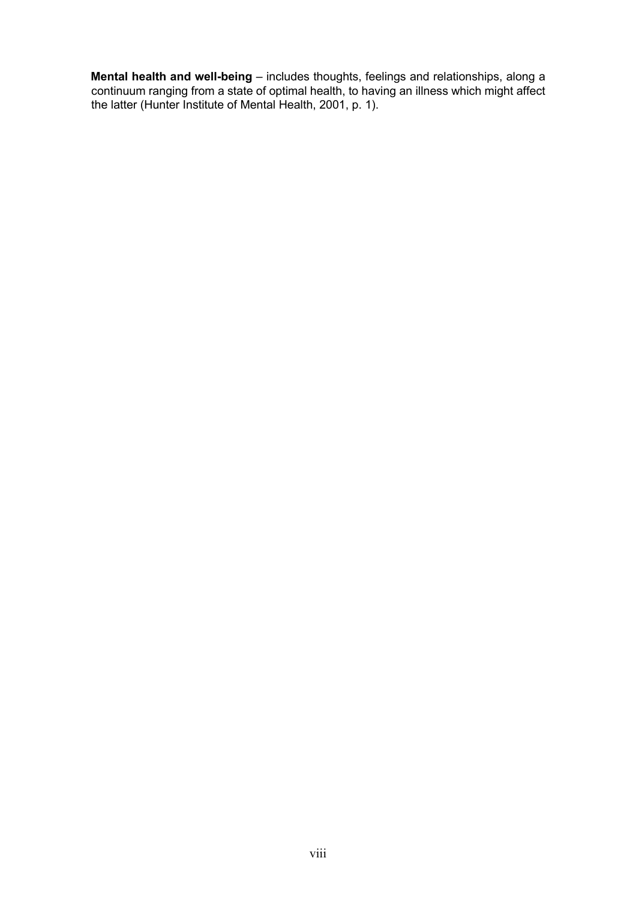**Mental health and well-being** – includes thoughts, feelings and relationships, along a continuum ranging from a state of optimal health, to having an illness which might affect the latter (Hunter Institute of Mental Health, 2001, p. 1).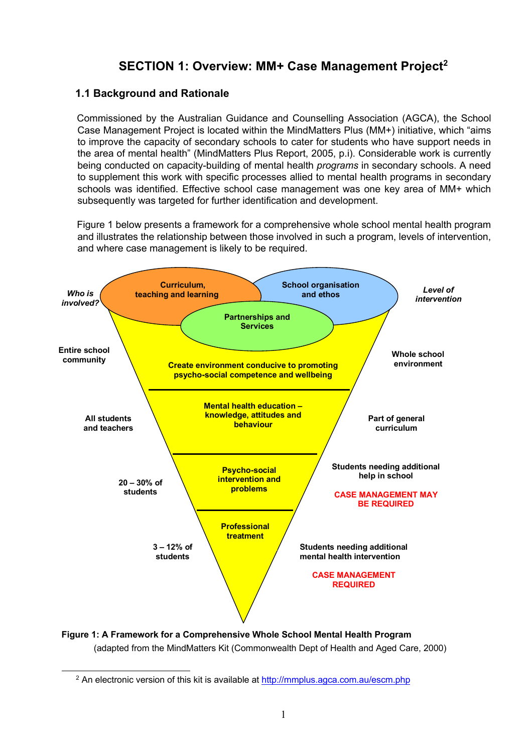# SECTION 1: Overview: MM+ Case Management Project[2]

## 1.1 Background and Rationale

Commissioned by the Australian Guidance and Counselling Association (AGCA), the School Case Management Project is located within the MindMatters Plus (MM+) initiative, which "aims to improve the capacity of secondary schools to cater for students who have support needs in the area of mental health" (MindMatters Plus Report, 2005, p.i). Considerable work is currently being conducted on capacity-building of mental health *programs* in secondary schools. A need to supplement this work with specific processes allied to mental health programs in secondary schools was identified. Effective school case management was one key area of MM+ which subsequently was targeted for further identification and development.

Figure 1 below presents a framework for a comprehensive whole school mental health program and illustrates the relationship between those involved in such a program, levels of intervention, and where case management is likely to be required.

| *Who is involved?* | | *Level of intervention* |
|---|---|---|
| | Curriculum, teaching and learning; School organisation and ethos; Partnerships and Services | |
| Entire school community | Create environment conducive to promoting psycho-social competence and wellbeing | Whole school environment |
| All students and teachers | Mental health education – knowledge, attitudes and behaviour | Part of general curriculum |
| 20 – 30% of students | Psycho-social intervention and problems | Students needing additional help in school<br>CASE MANAGEMENT MAY BE REQUIRED |
| 3 – 12% of students | Professional treatment | Students needing additional mental health intervention<br>CASE MANAGEMENT REQUIRED |

**Figure 1: A Framework for a Comprehensive Whole School Mental Health Program**
(adapted from the MindMatters Kit (Commonwealth Dept of Health and Aged Care, 2000)

---

[2] An electronic version of this kit is available at http://mmplus.agca.com.au/escm.php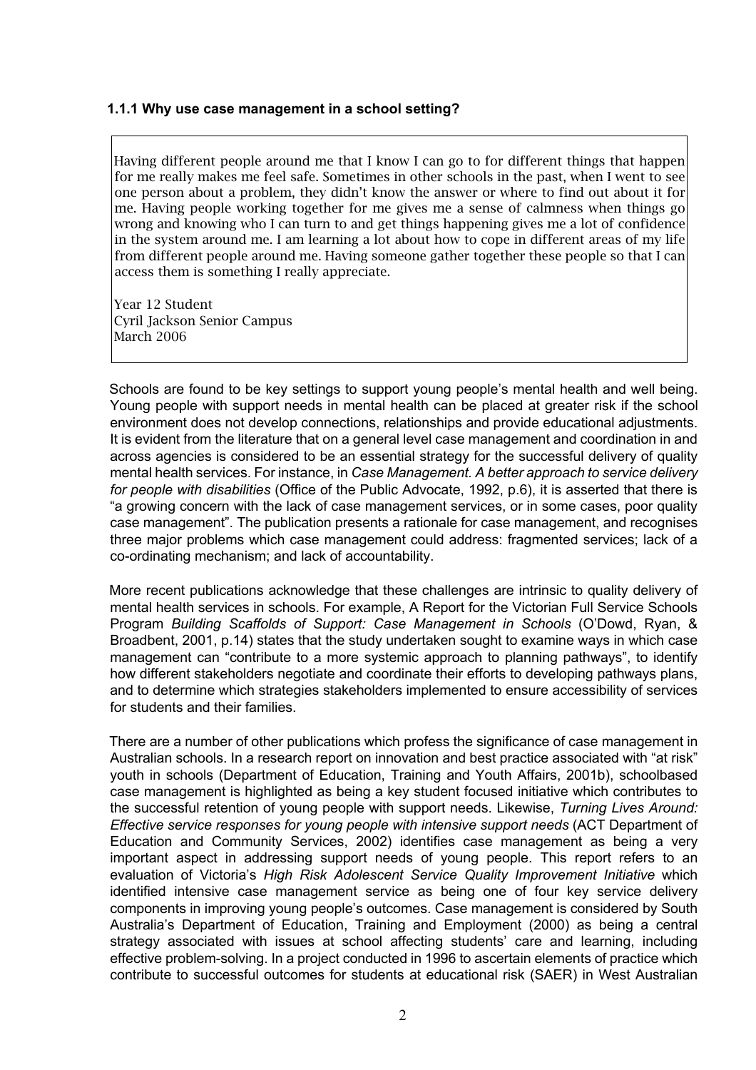### 1.1.1 Why use case management in a school setting?

> Having different people around me that I know I can go to for different things that happen for me really makes me feel safe. Sometimes in other schools in the past, when I went to see one person about a problem, they didn't know the answer or where to find out about it for me. Having people working together for me gives me a sense of calmness when things go wrong and knowing who I can turn to and get things happening gives me a lot of confidence in the system around me. I am learning a lot about how to cope in different areas of my life from different people around me. Having someone gather together these people so that I can access them is something I really appreciate.
>
> Year 12 Student
> Cyril Jackson Senior Campus
> March 2006

Schools are found to be key settings to support young people's mental health and well being. Young people with support needs in mental health can be placed at greater risk if the school environment does not develop connections, relationships and provide educational adjustments. It is evident from the literature that on a general level case management and coordination in and across agencies is considered to be an essential strategy for the successful delivery of quality mental health services. For instance, in *Case Management. A better approach to service delivery for people with disabilities* (Office of the Public Advocate, 1992, p.6), it is asserted that there is "a growing concern with the lack of case management services, or in some cases, poor quality case management". The publication presents a rationale for case management, and recognises three major problems which case management could address: fragmented services; lack of a co-ordinating mechanism; and lack of accountability.

More recent publications acknowledge that these challenges are intrinsic to quality delivery of mental health services in schools. For example, A Report for the Victorian Full Service Schools Program *Building Scaffolds of Support: Case Management in Schools* (O'Dowd, Ryan, & Broadbent, 2001, p.14) states that the study undertaken sought to examine ways in which case management can "contribute to a more systemic approach to planning pathways", to identify how different stakeholders negotiate and coordinate their efforts to developing pathways plans, and to determine which strategies stakeholders implemented to ensure accessibility of services for students and their families.

There are a number of other publications which profess the significance of case management in Australian schools. In a research report on innovation and best practice associated with "at risk" youth in schools (Department of Education, Training and Youth Affairs, 2001b), schoolbased case management is highlighted as being a key student focused initiative which contributes to the successful retention of young people with support needs. Likewise, *Turning Lives Around: Effective service responses for young people with intensive support needs* (ACT Department of Education and Community Services, 2002) identifies case management as being a very important aspect in addressing support needs of young people. This report refers to an evaluation of Victoria's *High Risk Adolescent Service Quality Improvement Initiative* which identified intensive case management service as being one of four key service delivery components in improving young people's outcomes. Case management is considered by South Australia's Department of Education, Training and Employment (2000) as being a central strategy associated with issues at school affecting students' care and learning, including effective problem-solving. In a project conducted in 1996 to ascertain elements of practice which contribute to successful outcomes for students at educational risk (SAER) in West Australian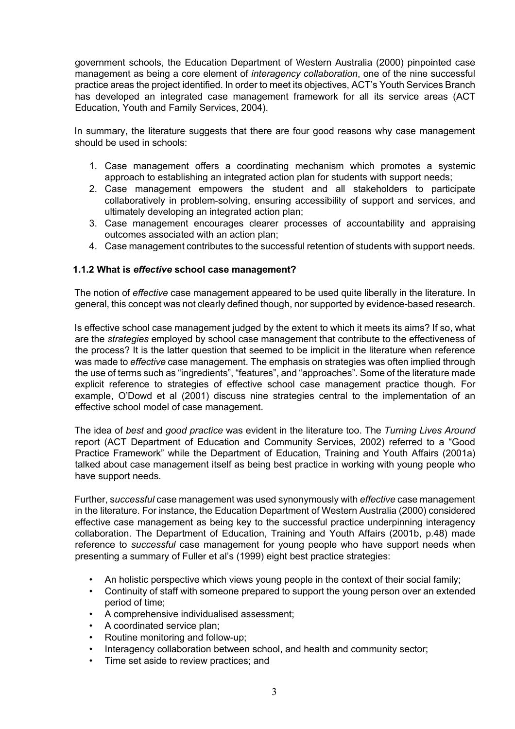government schools, the Education Department of Western Australia (2000) pinpointed case management as being a core element of *interagency collaboration*, one of the nine successful practice areas the project identified. In order to meet its objectives, ACT's Youth Services Branch has developed an integrated case management framework for all its service areas (ACT Education, Youth and Family Services, 2004).

In summary, the literature suggests that there are four good reasons why case management should be used in schools:

1. Case management offers a coordinating mechanism which promotes a systemic approach to establishing an integrated action plan for students with support needs;
2. Case management empowers the student and all stakeholders to participate collaboratively in problem-solving, ensuring accessibility of support and services, and ultimately developing an integrated action plan;
3. Case management encourages clearer processes of accountability and appraising outcomes associated with an action plan;
4. Case management contributes to the successful retention of students with support needs.

### 1.1.2 What is *effective* school case management?

The notion of *effective* case management appeared to be used quite liberally in the literature. In general, this concept was not clearly defined though, nor supported by evidence-based research.

Is effective school case management judged by the extent to which it meets its aims? If so, what are the *strategies* employed by school case management that contribute to the effectiveness of the process? It is the latter question that seemed to be implicit in the literature when reference was made to *effective* case management. The emphasis on strategies was often implied through the use of terms such as "ingredients", "features", and "approaches". Some of the literature made explicit reference to strategies of effective school case management practice though. For example, O'Dowd et al (2001) discuss nine strategies central to the implementation of an effective school model of case management.

The idea of *best* and *good practice* was evident in the literature too. The *Turning Lives Around* report (ACT Department of Education and Community Services, 2002) referred to a "Good Practice Framework" while the Department of Education, Training and Youth Affairs (2001a) talked about case management itself as being best practice in working with young people who have support needs.

Further, s*uccessful* case management was used synonymously with *effective* case management in the literature. For instance, the Education Department of Western Australia (2000) considered effective case management as being key to the successful practice underpinning interagency collaboration. The Department of Education, Training and Youth Affairs (2001b, p.48) made reference to *successful* case management for young people who have support needs when presenting a summary of Fuller et al's (1999) eight best practice strategies:

- An holistic perspective which views young people in the context of their social family;
- Continuity of staff with someone prepared to support the young person over an extended period of time;
- A comprehensive individualised assessment;
- A coordinated service plan;
- Routine monitoring and follow-up;
- Interagency collaboration between school, and health and community sector;
- Time set aside to review practices; and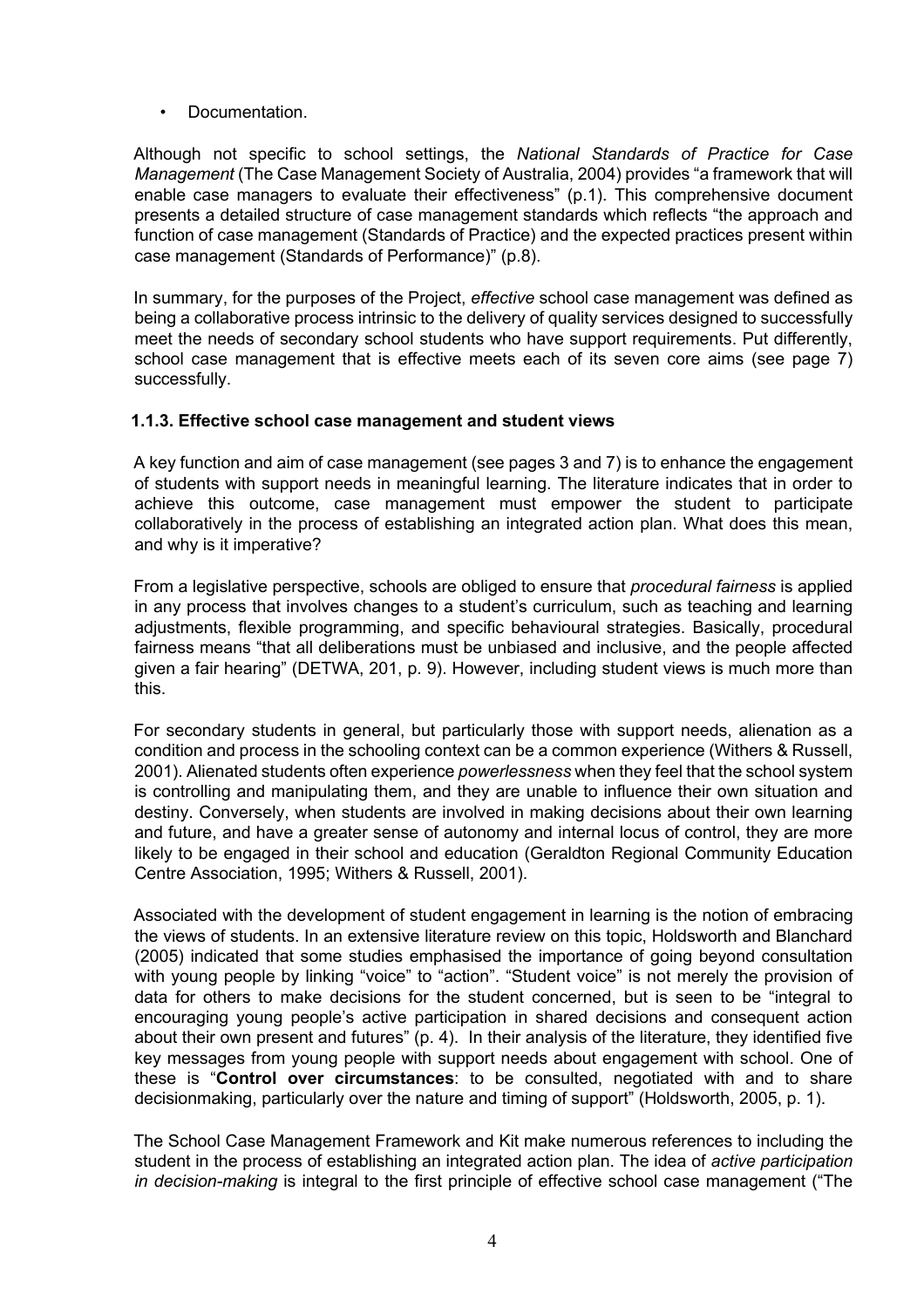- Documentation.

Although not specific to school settings, the *National Standards of Practice for Case Management* (The Case Management Society of Australia, 2004) provides "a framework that will enable case managers to evaluate their effectiveness" (p.1). This comprehensive document presents a detailed structure of case management standards which reflects "the approach and function of case management (Standards of Practice) and the expected practices present within case management (Standards of Performance)" (p.8).

In summary, for the purposes of the Project, *effective* school case management was defined as being a collaborative process intrinsic to the delivery of quality services designed to successfully meet the needs of secondary school students who have support requirements. Put differently, school case management that is effective meets each of its seven core aims (see page 7) successfully.

### 1.1.3. Effective school case management and student views

A key function and aim of case management (see pages 3 and 7) is to enhance the engagement of students with support needs in meaningful learning. The literature indicates that in order to achieve this outcome, case management must empower the student to participate collaboratively in the process of establishing an integrated action plan. What does this mean, and why is it imperative?

From a legislative perspective, schools are obliged to ensure that *procedural fairness* is applied in any process that involves changes to a student's curriculum, such as teaching and learning adjustments, flexible programming, and specific behavioural strategies. Basically, procedural fairness means "that all deliberations must be unbiased and inclusive, and the people affected given a fair hearing" (DETWA, 201, p. 9). However, including student views is much more than this.

For secondary students in general, but particularly those with support needs, alienation as a condition and process in the schooling context can be a common experience (Withers & Russell, 2001). Alienated students often experience *powerlessness* when they feel that the school system is controlling and manipulating them, and they are unable to influence their own situation and destiny. Conversely, when students are involved in making decisions about their own learning and future, and have a greater sense of autonomy and internal locus of control, they are more likely to be engaged in their school and education (Geraldton Regional Community Education Centre Association, 1995; Withers & Russell, 2001).

Associated with the development of student engagement in learning is the notion of embracing the views of students. In an extensive literature review on this topic, Holdsworth and Blanchard (2005) indicated that some studies emphasised the importance of going beyond consultation with young people by linking "voice" to "action". "Student voice" is not merely the provision of data for others to make decisions for the student concerned, but is seen to be "integral to encouraging young people's active participation in shared decisions and consequent action about their own present and futures" (p. 4). In their analysis of the literature, they identified five key messages from young people with support needs about engagement with school. One of these is "**Control over circumstances**: to be consulted, negotiated with and to share decisionmaking, particularly over the nature and timing of support" (Holdsworth, 2005, p. 1).

The School Case Management Framework and Kit make numerous references to including the student in the process of establishing an integrated action plan. The idea of *active participation in decision-making* is integral to the first principle of effective school case management ("The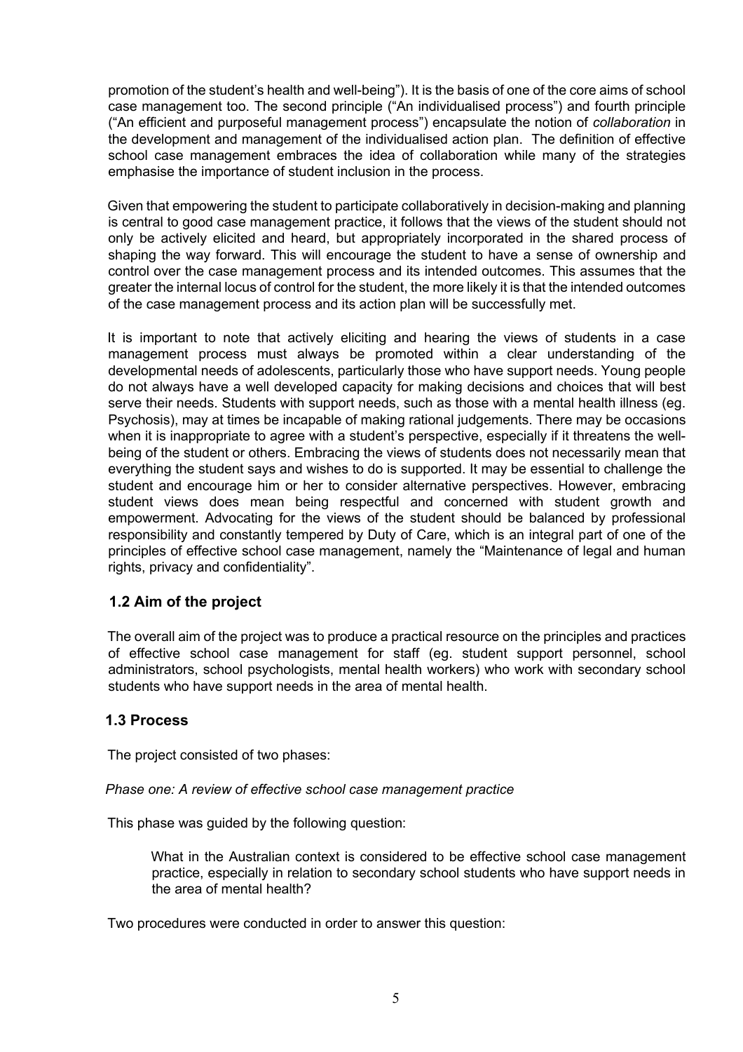promotion of the student's health and well-being"). It is the basis of one of the core aims of school case management too. The second principle ("An individualised process") and fourth principle ("An efficient and purposeful management process") encapsulate the notion of *collaboration* in the development and management of the individualised action plan. The definition of effective school case management embraces the idea of collaboration while many of the strategies emphasise the importance of student inclusion in the process.

Given that empowering the student to participate collaboratively in decision-making and planning is central to good case management practice, it follows that the views of the student should not only be actively elicited and heard, but appropriately incorporated in the shared process of shaping the way forward. This will encourage the student to have a sense of ownership and control over the case management process and its intended outcomes. This assumes that the greater the internal locus of control for the student, the more likely it is that the intended outcomes of the case management process and its action plan will be successfully met.

It is important to note that actively eliciting and hearing the views of students in a case management process must always be promoted within a clear understanding of the developmental needs of adolescents, particularly those who have support needs. Young people do not always have a well developed capacity for making decisions and choices that will best serve their needs. Students with support needs, such as those with a mental health illness (eg. Psychosis), may at times be incapable of making rational judgements. There may be occasions when it is inappropriate to agree with a student's perspective, especially if it threatens the well-being of the student or others. Embracing the views of students does not necessarily mean that everything the student says and wishes to do is supported. It may be essential to challenge the student and encourage him or her to consider alternative perspectives. However, embracing student views does mean being respectful and concerned with student growth and empowerment. Advocating for the views of the student should be balanced by professional responsibility and constantly tempered by Duty of Care, which is an integral part of one of the principles of effective school case management, namely the "Maintenance of legal and human rights, privacy and confidentiality".

### 1.2 Aim of the project

The overall aim of the project was to produce a practical resource on the principles and practices of effective school case management for staff (eg. student support personnel, school administrators, school psychologists, mental health workers) who work with secondary school students who have support needs in the area of mental health.

### 1.3 Process

The project consisted of two phases:

*Phase one: A review of effective school case management practice*

This phase was guided by the following question:

> What in the Australian context is considered to be effective school case management practice, especially in relation to secondary school students who have support needs in the area of mental health?

Two procedures were conducted in order to answer this question: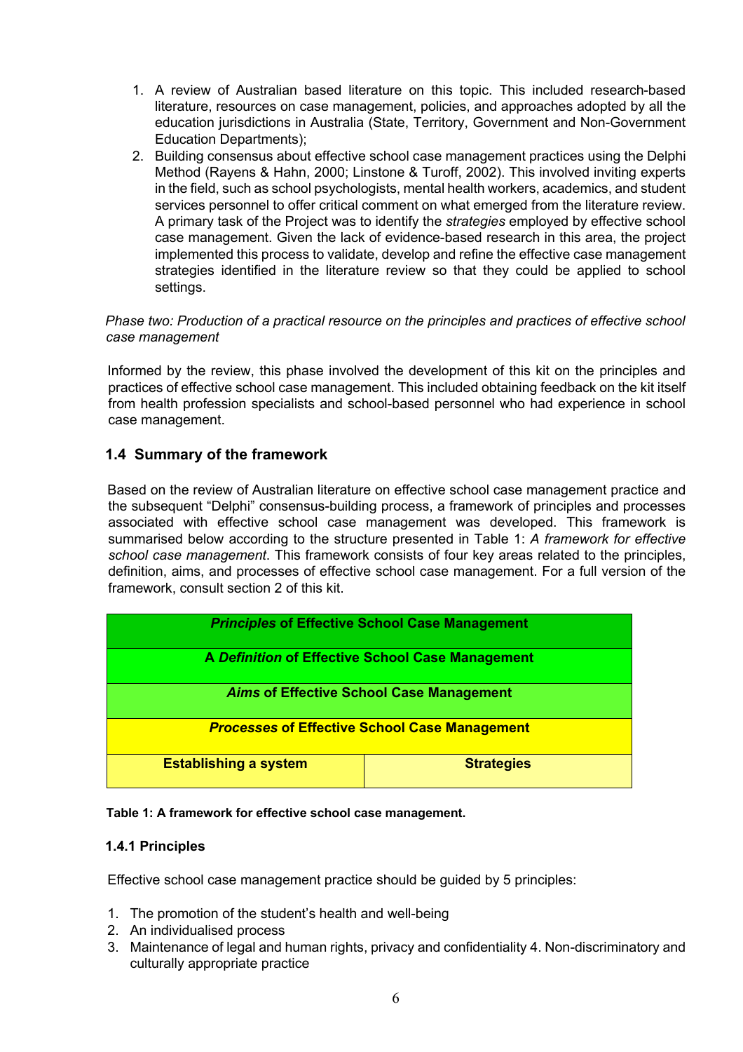1. A review of Australian based literature on this topic. This included research-based literature, resources on case management, policies, and approaches adopted by all the education jurisdictions in Australia (State, Territory, Government and Non-Government Education Departments);
2. Building consensus about effective school case management practices using the Delphi Method (Rayens & Hahn, 2000; Linstone & Turoff, 2002). This involved inviting experts in the field, such as school psychologists, mental health workers, academics, and student services personnel to offer critical comment on what emerged from the literature review. A primary task of the Project was to identify the *strategies* employed by effective school case management. Given the lack of evidence-based research in this area, the project implemented this process to validate, develop and refine the effective case management strategies identified in the literature review so that they could be applied to school settings.

*Phase two: Production of a practical resource on the principles and practices of effective school case management*

Informed by the review, this phase involved the development of this kit on the principles and practices of effective school case management. This included obtaining feedback on the kit itself from health profession specialists and school-based personnel who had experience in school case management.

## 1.4 Summary of the framework

Based on the review of Australian literature on effective school case management practice and the subsequent "Delphi" consensus-building process, a framework of principles and processes associated with effective school case management was developed. This framework is summarised below according to the structure presented in Table 1: *A framework for effective school case management*. This framework consists of four key areas related to the principles, definition, aims, and processes of effective school case management. For a full version of the framework, consult section 2 of this kit.

| ***Principles* of Effective School Case Management** | |
|---|---|
| **A *Definition* of Effective School Case Management** | |
| ***Aims* of Effective School Case Management** | |
| ***Processes* of Effective School Case Management** | |
| **Establishing a system** | **Strategies** |

**Table 1: A framework for effective school case management.**

### 1.4.1 Principles

Effective school case management practice should be guided by 5 principles:

1. The promotion of the student's health and well-being
2. An individualised process
3. Maintenance of legal and human rights, privacy and confidentiality 4. Non-discriminatory and culturally appropriate practice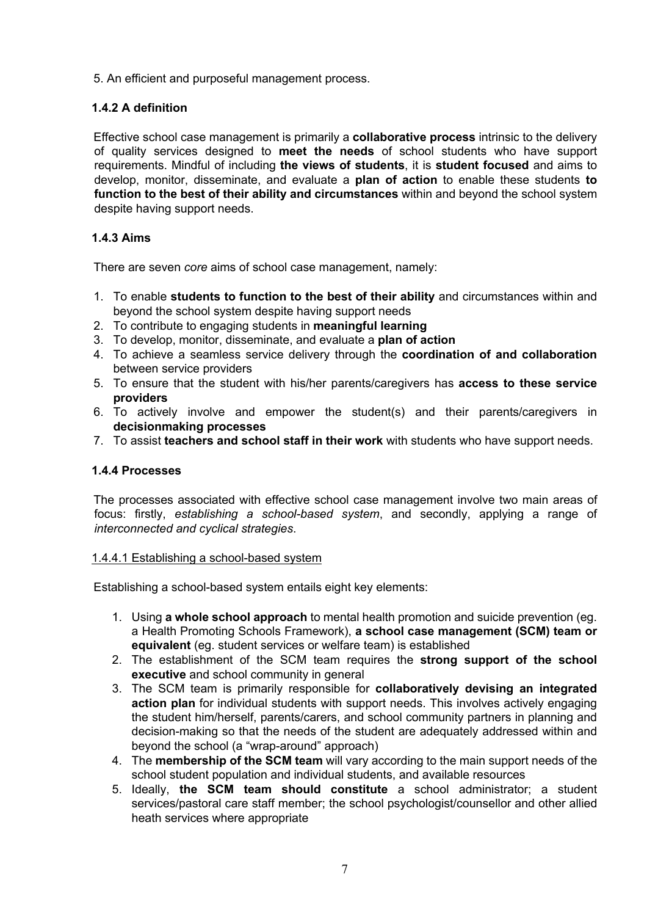5. An efficient and purposeful management process.

### 1.4.2 A definition

Effective school case management is primarily a **collaborative process** intrinsic to the delivery of quality services designed to **meet the needs** of school students who have support requirements. Mindful of including **the views of students**, it is **student focused** and aims to develop, monitor, disseminate, and evaluate a **plan of action** to enable these students **to function to the best of their ability and circumstances** within and beyond the school system despite having support needs.

### 1.4.3 Aims

There are seven *core* aims of school case management, namely:

1. To enable **students to function to the best of their ability** and circumstances within and beyond the school system despite having support needs
2. To contribute to engaging students in **meaningful learning**
3. To develop, monitor, disseminate, and evaluate a **plan of action**
4. To achieve a seamless service delivery through the **coordination of and collaboration** between service providers
5. To ensure that the student with his/her parents/caregivers has **access to these service providers**
6. To actively involve and empower the student(s) and their parents/caregivers in **decisionmaking processes**
7. To assist **teachers and school staff in their work** with students who have support needs.

### 1.4.4 Processes

The processes associated with effective school case management involve two main areas of focus: firstly, *establishing a school-based system*, and secondly, applying a range of *interconnected and cyclical strategies*.

#### 1.4.4.1 Establishing a school-based system

Establishing a school-based system entails eight key elements:

1. Using **a whole school approach** to mental health promotion and suicide prevention (eg. a Health Promoting Schools Framework), **a school case management (SCM) team or equivalent** (eg. student services or welfare team) is established
2. The establishment of the SCM team requires the **strong support of the school executive** and school community in general
3. The SCM team is primarily responsible for **collaboratively devising an integrated action plan** for individual students with support needs. This involves actively engaging the student him/herself, parents/carers, and school community partners in planning and decision-making so that the needs of the student are adequately addressed within and beyond the school (a "wrap-around" approach)
4. The **membership of the SCM team** will vary according to the main support needs of the school student population and individual students, and available resources
5. Ideally, **the SCM team should constitute** a school administrator; a student services/pastoral care staff member; the school psychologist/counsellor and other allied heath services where appropriate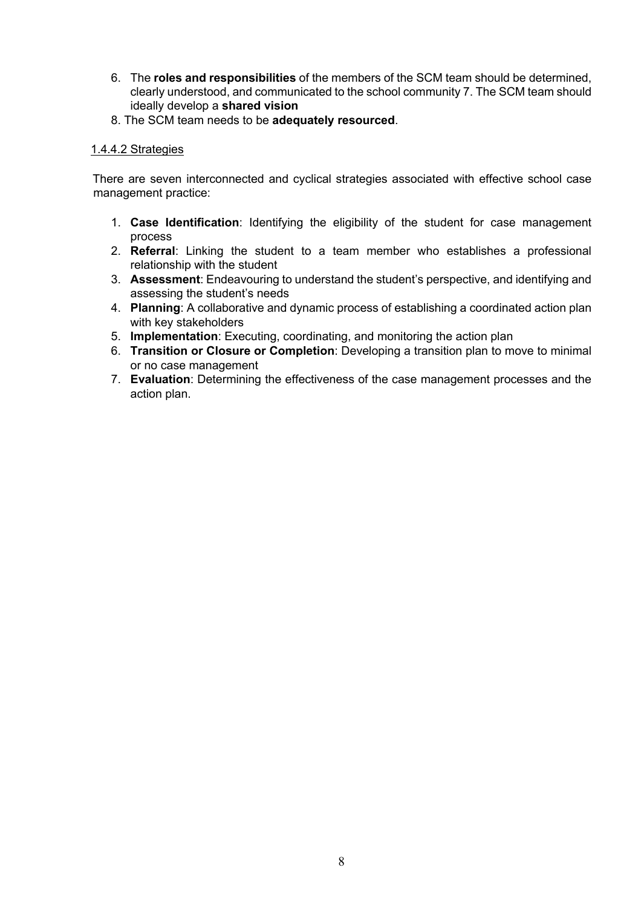6. The **roles and responsibilities** of the members of the SCM team should be determined, clearly understood, and communicated to the school community 7. The SCM team should ideally develop a **shared vision**
8. The SCM team needs to be **adequately resourced**.

#### 1.4.4.2 Strategies

There are seven interconnected and cyclical strategies associated with effective school case management practice:

1. **Case Identification**: Identifying the eligibility of the student for case management process
2. **Referral**: Linking the student to a team member who establishes a professional relationship with the student
3. **Assessment**: Endeavouring to understand the student's perspective, and identifying and assessing the student's needs
4. **Planning**: A collaborative and dynamic process of establishing a coordinated action plan with key stakeholders
5. **Implementation**: Executing, coordinating, and monitoring the action plan
6. **Transition or Closure or Completion**: Developing a transition plan to move to minimal or no case management
7. **Evaluation**: Determining the effectiveness of the case management processes and the action plan.